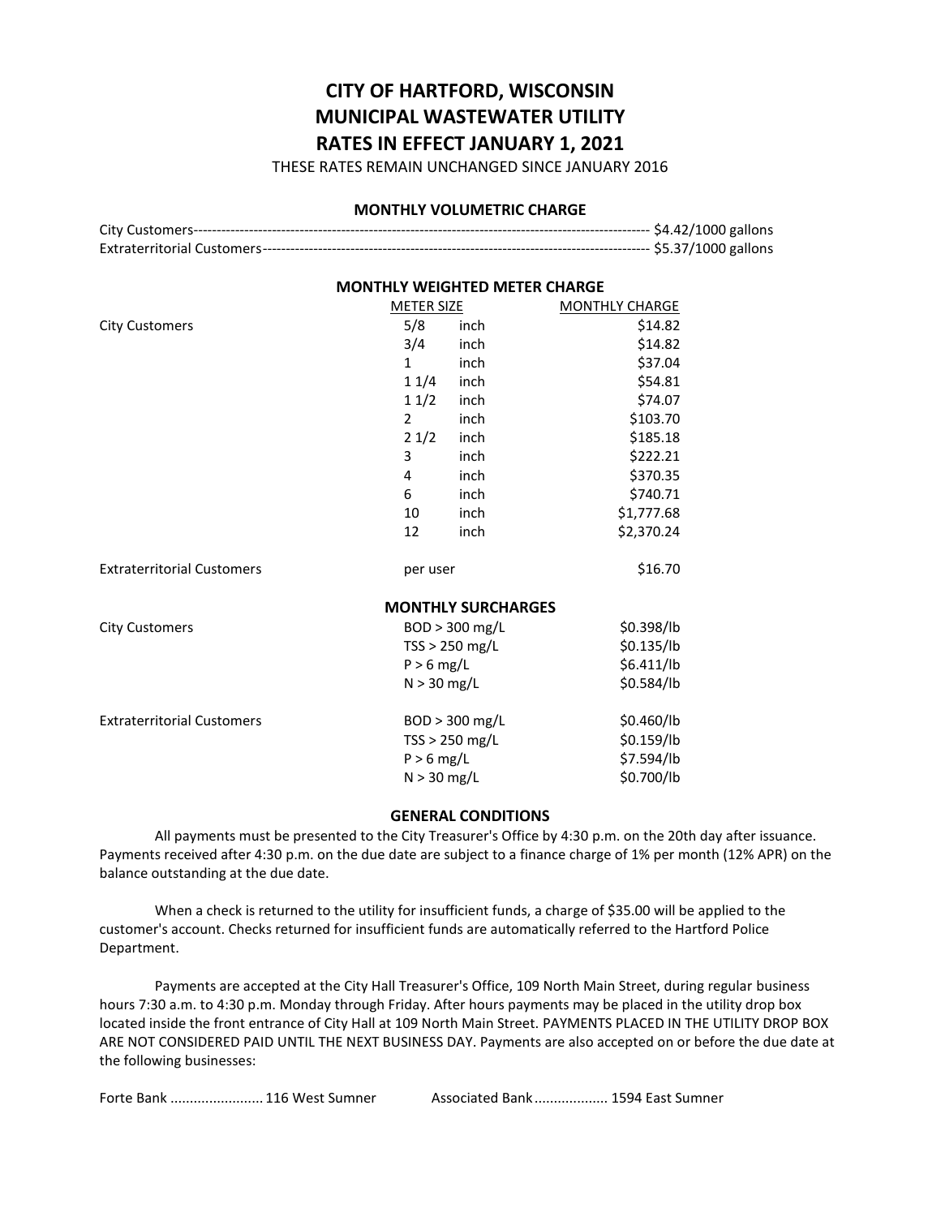# CITY OF HARTFORD, WISCONSIN
# MUNICIPAL WASTEWATER UTILITY
# RATES IN EFFECT JANUARY 1, 2021

THESE RATES REMAIN UNCHANGED SINCE JANUARY 2016

### MONTHLY VOLUMETRIC CHARGE

| | |
|---|---|
| City Customers | $4.42/1000 gallons |
| Extraterritorial Customers | $5.37/1000 gallons |

### MONTHLY WEIGHTED METER CHARGE

| | METER SIZE | | MONTHLY CHARGE |
|---|---|---|---|
| City Customers | 5/8 | inch | $14.82 |
| | 3/4 | inch | $14.82 |
| | 1 | inch | $37.04 |
| | 1 1/4 | inch | $54.81 |
| | 1 1/2 | inch | $74.07 |
| | 2 | inch | $103.70 |
| | 2 1/2 | inch | $185.18 |
| | 3 | inch | $222.21 |
| | 4 | inch | $370.35 |
| | 6 | inch | $740.71 |
| | 10 | inch | $1,777.68 |
| | 12 | inch | $2,370.24 |
| Extraterritorial Customers | per user | | $16.70 |

### MONTHLY SURCHARGES

| | | |
|---|---|---|
| City Customers | BOD > 300 mg/L | $0.398/lb |
| | TSS > 250 mg/L | $0.135/lb |
| | P > 6 mg/L | $6.411/lb |
| | N > 30 mg/L | $0.584/lb |
| Extraterritorial Customers | BOD > 300 mg/L | $0.460/lb |
| | TSS > 250 mg/L | $0.159/lb |
| | P > 6 mg/L | $7.594/lb |
| | N > 30 mg/L | $0.700/lb |

### GENERAL CONDITIONS

All payments must be presented to the City Treasurer's Office by 4:30 p.m. on the 20th day after issuance. Payments received after 4:30 p.m. on the due date are subject to a finance charge of 1% per month (12% APR) on the balance outstanding at the due date.

When a check is returned to the utility for insufficient funds, a charge of $35.00 will be applied to the customer's account. Checks returned for insufficient funds are automatically referred to the Hartford Police Department.

Payments are accepted at the City Hall Treasurer's Office, 109 North Main Street, during regular business hours 7:30 a.m. to 4:30 p.m. Monday through Friday. After hours payments may be placed in the utility drop box located inside the front entrance of City Hall at 109 North Main Street. PAYMENTS PLACED IN THE UTILITY DROP BOX ARE NOT CONSIDERED PAID UNTIL THE NEXT BUSINESS DAY. Payments are also accepted on or before the due date at the following businesses:

Forte Bank ........................ 116 West Sumner    Associated Bank................... 1594 East Sumner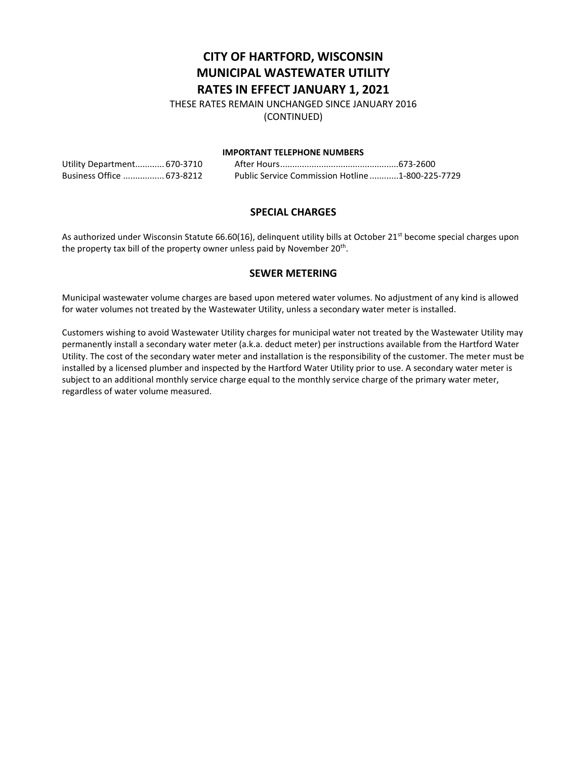# CITY OF HARTFORD, WISCONSIN
# MUNICIPAL WASTEWATER UTILITY
# RATES IN EFFECT JANUARY 1, 2021

THESE RATES REMAIN UNCHANGED SINCE JANUARY 2016
(CONTINUED)

**IMPORTANT TELEPHONE NUMBERS**

Utility Department............ 670-3710
Business Office ................. 673-8212
After Hours................................................673-2600
Public Service Commission Hotline............1-800-225-7729

## SPECIAL CHARGES

As authorized under Wisconsin Statute 66.60(16), delinquent utility bills at October 21st become special charges upon the property tax bill of the property owner unless paid by November 20th.

## SEWER METERING

Municipal wastewater volume charges are based upon metered water volumes. No adjustment of any kind is allowed for water volumes not treated by the Wastewater Utility, unless a secondary water meter is installed.

Customers wishing to avoid Wastewater Utility charges for municipal water not treated by the Wastewater Utility may permanently install a secondary water meter (a.k.a. deduct meter) per instructions available from the Hartford Water Utility. The cost of the secondary water meter and installation is the responsibility of the customer. The meter must be installed by a licensed plumber and inspected by the Hartford Water Utility prior to use. A secondary water meter is subject to an additional monthly service charge equal to the monthly service charge of the primary water meter, regardless of water volume measured.